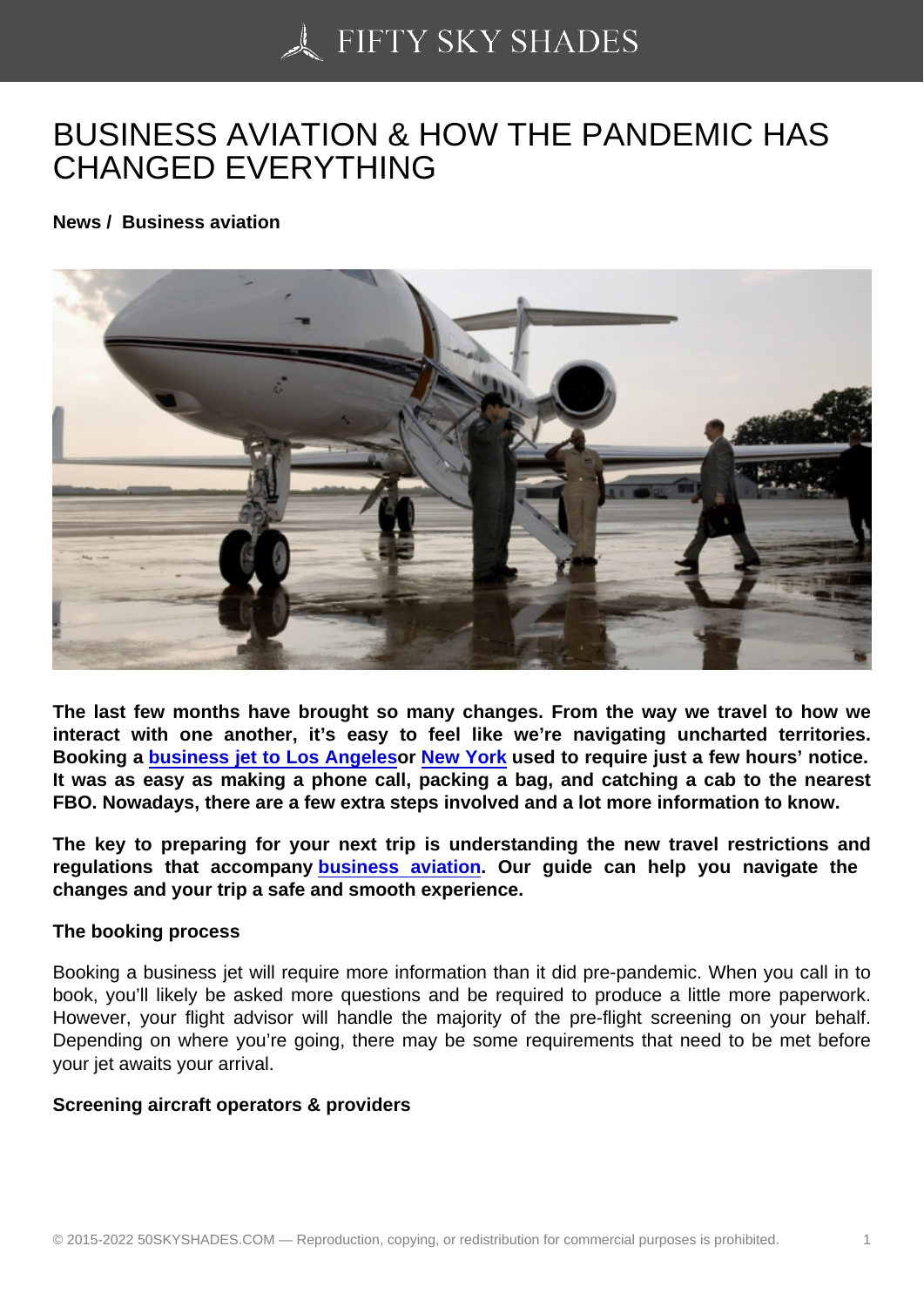# BUSINESS AVIATION & HOW THE PANDEMIC HAS CHANGED EVERYTHING

**News / Business aviation**

**The last few months have brought so many changes. From the way we travel to how we interact with one another, it's easy to feel like we're navigating uncharted territories. Booking a business jet to Los Angelesor New York used to require just a few hours' notice. It was as easy as making a phone call, packing a bag, and catching a cab to the nearest FBO. Nowadays, there are a few extra steps involved and a lot more information to know.**

**The key to preparing for your next trip is understanding the new travel restrictions and regulations that accompany business aviation. Our guide can help you navigate the changes and your trip a safe and smooth experience.**

**The booking process**

Booking a business jet will require more information than it did pre-pandemic. When you call in to book, you'll likely be asked more questions and be required to produce a little more paperwork. However, your flight advisor will handle the majority of the pre-flight screening on your behalf. Depending on where you're going, there may be some requirements that need to be met before your jet awaits your arrival.

**Screening aircraft operators & providers**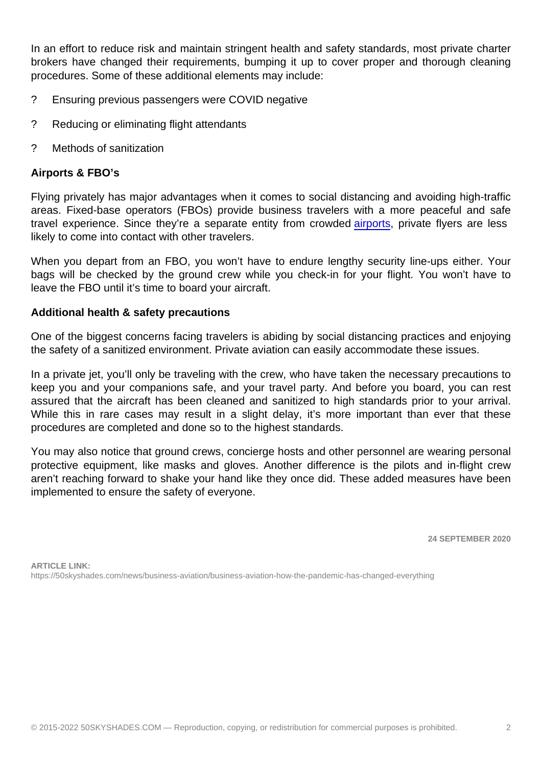In an effort to reduce risk and maintain stringent health and safety standards, most private charter brokers have changed their requirements, bumping it up to cover proper and thorough cleaning procedures. Some of these additional elements may include:

? Ensuring previous passengers were COVID negative

? Reducing or eliminating flight attendants

? Methods of sanitization

**Airports & FBO's**

Flying privately has major advantages when it comes to social distancing and avoiding high-traffic areas. Fixed-base operators (FBOs) provide business travelers with a more peaceful and safe travel experience. Since they're a separate entity from crowded airports, private flyers are less likely to come into contact with other travelers.

When you depart from an FBO, you won't have to endure lengthy security line-ups either. Your bags will be checked by the ground crew while you check-in for your flight. You won't have to leave the FBO until it's time to board your aircraft.

**Additional health & safety precautions**

One of the biggest concerns facing travelers is abiding by social distancing practices and enjoying the safety of a sanitized environment. Private aviation can easily accommodate these issues.

In a private jet, you'll only be traveling with the crew, who have taken the necessary precautions to keep you and your companions safe, and your travel party. And before you board, you can rest assured that the aircraft has been cleaned and sanitized to high standards prior to your arrival. While this in rare cases may result in a slight delay, it's more important than ever that these procedures are completed and done so to the highest standards.

You may also notice that ground crews, concierge hosts and other personnel are wearing personal protective equipment, like masks and gloves. Another difference is the pilots and in-flight crew aren't reaching forward to shake your hand like they once did. These added measures have been implemented to ensure the safety of everyone.

**24 SEPTEMBER 2020**

**ARTICLE LINK:**
https://50skyshades.com/news/business-aviation/business-aviation-how-the-pandemic-has-changed-everything

© 2015-2022 50SKYSHADES.COM — Reproduction, copying, or redistribution for commercial purposes is prohibited.